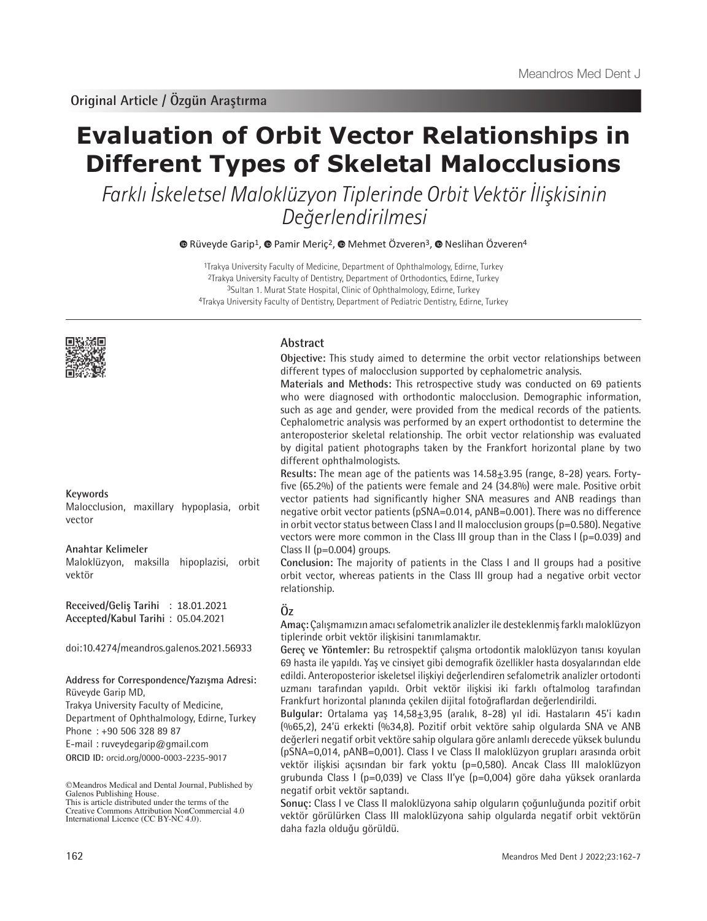Original Article / Özgün Araştırma

# Evaluation of Orbit Vector Relationships in Different Types of Skeletal Malocclusions

*Farklı İskeletsel Maloklüzyon Tiplerinde Orbit Vektör İlişkisinin Değerlendirilmesi*

Rüveyde Garip[1], Pamir Meriç[2], Mehmet Özveren[3], Neslihan Özveren[4]

[1]Trakya University Faculty of Medicine, Department of Ophthalmology, Edirne, Turkey
[2]Trakya University Faculty of Dentistry, Department of Orthodontics, Edirne, Turkey
[3]Sultan 1. Murat State Hospital, Clinic of Ophthalmology, Edirne, Turkey
[4]Trakya University Faculty of Dentistry, Department of Pediatric Dentistry, Edirne, Turkey

## Abstract

**Objective:** This study aimed to determine the orbit vector relationships between different types of malocclusion supported by cephalometric analysis.

**Materials and Methods:** This retrospective study was conducted on 69 patients who were diagnosed with orthodontic malocclusion. Demographic information, such as age and gender, were provided from the medical records of the patients. Cephalometric analysis was performed by an expert orthodontist to determine the anteroposterior skeletal relationship. The orbit vector relationship was evaluated by digital patient photographs taken by the Frankfort horizontal plane by two different ophthalmologists.

**Results:** The mean age of the patients was 14.58±3.95 (range, 8-28) years. Forty-five (65.2%) of the patients were female and 24 (34.8%) were male. Positive orbit vector patients had significantly higher SNA measures and ANB readings than negative orbit vector patients ($p_{SNA}$=0.014, $p_{ANB}$=0.001). There was no difference in orbit vector status between Class I and II malocclusion groups (p=0.580). Negative vectors were more common in the Class III group than in the Class I (p=0.039) and Class II (p=0.004) groups.

**Conclusion:** The majority of patients in the Class I and II groups had a positive orbit vector, whereas patients in the Class III group had a negative orbit vector relationship.

## Öz

**Amaç:** Çalışmamızın amacı sefalometrik analizler ile desteklenmiş farklı maloklüzyon tiplerinde orbit vektör ilişkisini tanımlamaktır.

**Gereç ve Yöntemler:** Bu retrospektif çalışma ortodontik maloklüzyon tanısı koyulan 69 hasta ile yapıldı. Yaş ve cinsiyet gibi demografik özellikler hasta dosyalarından elde edildi. Anteroposterior iskeletsel ilişkiyi değerlendiren sefalometrik analizler ortodonti uzmanı tarafından yapıldı. Orbit vektör ilişkisi iki farklı oftalmolog tarafından Frankfurt horizontal planında çekilen dijital fotoğraflardan değerlendirildi.

**Bulgular:** Ortalama yaş 14,58±3,95 (aralık, 8-28) yıl idi. Hastaların 45'i kadın (%65,2), 24'ü erkekti (%34,8). Pozitif orbit vektöre sahip olgularda SNA ve ANB değerleri negatif orbit vektöre sahip olgulara göre anlamlı derecede yüksek bulundu ($p_{SNA}$=0,014, $p_{ANB}$=0,001). Class I ve Class II maloklüzyon grupları arasında orbit vektör ilişkisi açısından bir fark yoktu (p=0,580). Ancak Class III maloklüzyon grubunda Class I (p=0,039) ve Class II'ye (p=0,004) göre daha yüksek oranlarda negatif orbit vektör saptandı.

**Sonuç:** Class I ve Class II maloklüzyona sahip olguların çoğunluğunda pozitif orbit vektör görülürken Class III maloklüzyona sahip olgularda negatif orbit vektörün daha fazla olduğu görüldü.

**Keywords**
Malocclusion, maxillary hypoplasia, orbit vector

**Anahtar Kelimeler**
Maloklüzyon, maksilla hipoplazisi, orbit vektör

**Received/Geliş Tarihi** : 18.01.2021
**Accepted/Kabul Tarihi** : 05.04.2021

doi:10.4274/meandros.galenos.2021.56933

**Address for Correspondence/Yazışma Adresi:**
Rüveyde Garip MD,
Trakya University Faculty of Medicine,
Department of Ophthalmology, Edirne, Turkey
Phone : +90 506 328 89 87
E-mail : ruveydegarip@gmail.com
**ORCID ID:** orcid.org/0000-0003-2235-9017

©Meandros Medical and Dental Journal, Published by Galenos Publishing House.
This is article distributed under the terms of the Creative Commons Attribution NonCommercial 4.0 International Licence (CC BY-NC 4.0).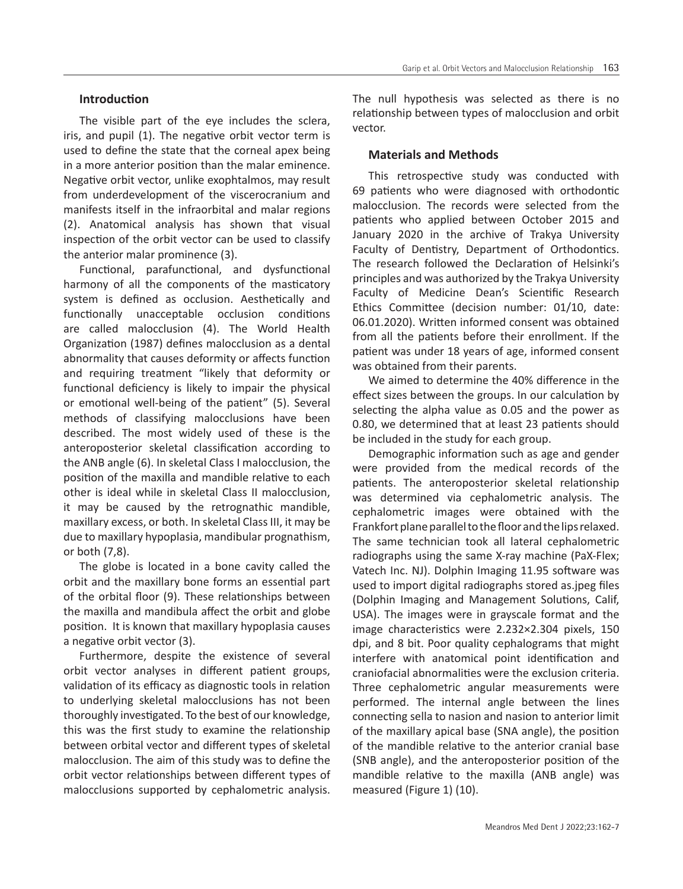## Introduction

The visible part of the eye includes the sclera, iris, and pupil (1). The negative orbit vector term is used to define the state that the corneal apex being in a more anterior position than the malar eminence. Negative orbit vector, unlike exophtalmos, may result from underdevelopment of the viscerocranium and manifests itself in the infraorbital and malar regions (2). Anatomical analysis has shown that visual inspection of the orbit vector can be used to classify the anterior malar prominence (3).

Functional, parafunctional, and dysfunctional harmony of all the components of the masticatory system is defined as occlusion. Aesthetically and functionally unacceptable occlusion conditions are called malocclusion (4). The World Health Organization (1987) defines malocclusion as a dental abnormality that causes deformity or affects function and requiring treatment "likely that deformity or functional deficiency is likely to impair the physical or emotional well-being of the patient" (5). Several methods of classifying malocclusions have been described. The most widely used of these is the anteroposterior skeletal classification according to the ANB angle (6). In skeletal Class I malocclusion, the position of the maxilla and mandible relative to each other is ideal while in skeletal Class II malocclusion, it may be caused by the retrognathic mandible, maxillary excess, or both. In skeletal Class III, it may be due to maxillary hypoplasia, mandibular prognathism, or both (7,8).

The globe is located in a bone cavity called the orbit and the maxillary bone forms an essential part of the orbital floor (9). These relationships between the maxilla and mandibula affect the orbit and globe position. It is known that maxillary hypoplasia causes a negative orbit vector (3).

Furthermore, despite the existence of several orbit vector analyses in different patient groups, validation of its efficacy as diagnostic tools in relation to underlying skeletal malocclusions has not been thoroughly investigated. To the best of our knowledge, this was the first study to examine the relationship between orbital vector and different types of skeletal malocclusion. The aim of this study was to define the orbit vector relationships between different types of malocclusions supported by cephalometric analysis. The null hypothesis was selected as there is no relationship between types of malocclusion and orbit vector.

## Materials and Methods

This retrospective study was conducted with 69 patients who were diagnosed with orthodontic malocclusion. The records were selected from the patients who applied between October 2015 and January 2020 in the archive of Trakya University Faculty of Dentistry, Department of Orthodontics. The research followed the Declaration of Helsinki's principles and was authorized by the Trakya University Faculty of Medicine Dean's Scientific Research Ethics Committee (decision number: 01/10, date: 06.01.2020). Written informed consent was obtained from all the patients before their enrollment. If the patient was under 18 years of age, informed consent was obtained from their parents.

We aimed to determine the 40% difference in the effect sizes between the groups. In our calculation by selecting the alpha value as 0.05 and the power as 0.80, we determined that at least 23 patients should be included in the study for each group.

Demographic information such as age and gender were provided from the medical records of the patients. The anteroposterior skeletal relationship was determined via cephalometric analysis. The cephalometric images were obtained with the Frankfort plane parallel to the floor and the lips relaxed. The same technician took all lateral cephalometric radiographs using the same X-ray machine (PaX-Flex; Vatech Inc. NJ). Dolphin Imaging 11.95 software was used to import digital radiographs stored as.jpeg files (Dolphin Imaging and Management Solutions, Calif, USA). The images were in grayscale format and the image characteristics were 2.232×2.304 pixels, 150 dpi, and 8 bit. Poor quality cephalograms that might interfere with anatomical point identification and craniofacial abnormalities were the exclusion criteria. Three cephalometric angular measurements were performed. The internal angle between the lines connecting sella to nasion and nasion to anterior limit of the maxillary apical base (SNA angle), the position of the mandible relative to the anterior cranial base (SNB angle), and the anteroposterior position of the mandible relative to the maxilla (ANB angle) was measured (Figure 1) (10).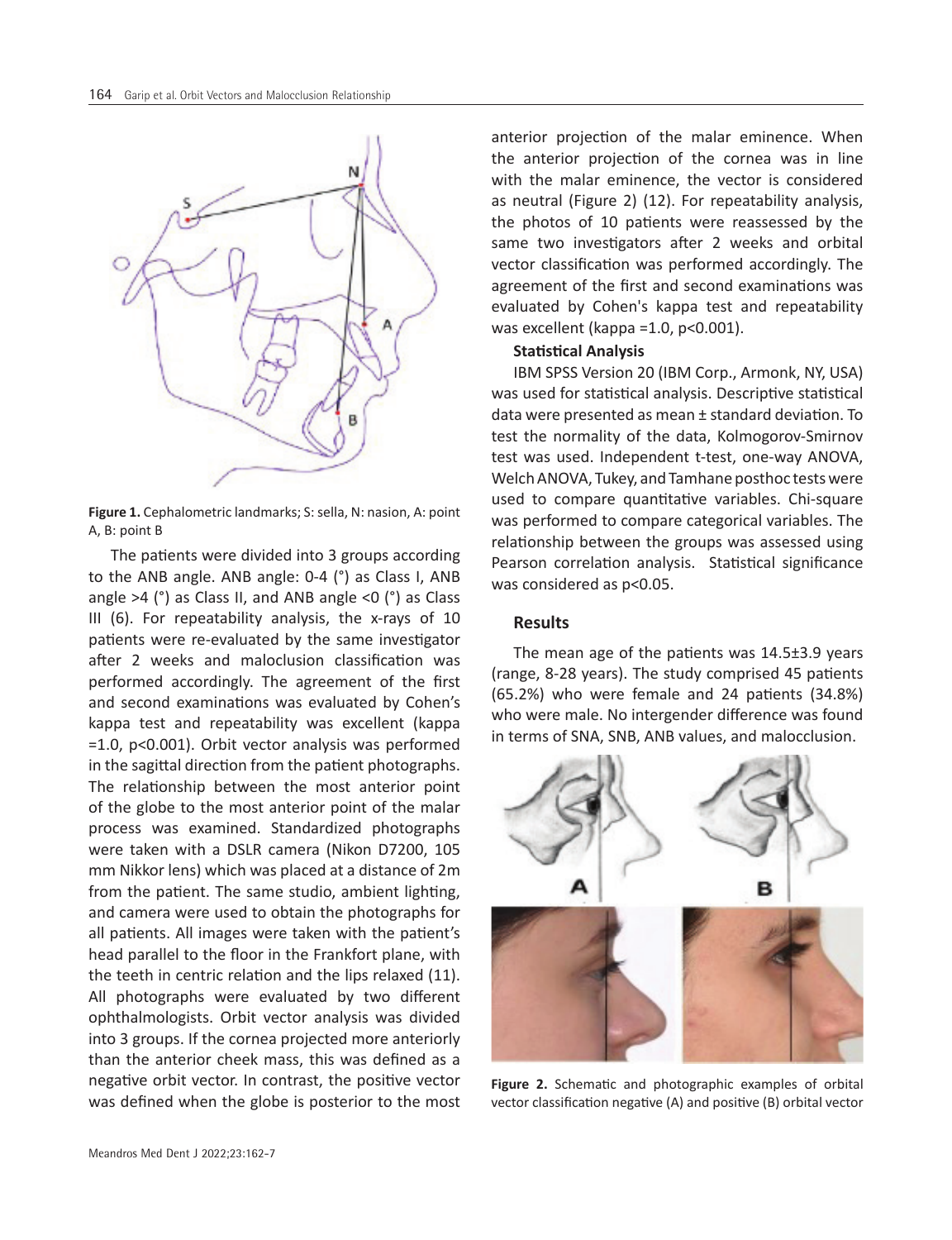Figure 1. Cephalometric landmarks; S: sella, N: nasion, A: point A, B: point B

The patients were divided into 3 groups according to the ANB angle. ANB angle: 0-4 (°) as Class I, ANB angle >4 (°) as Class II, and ANB angle <0 (°) as Class III (6). For repeatability analysis, the x-rays of 10 patients were re-evaluated by the same investigator after 2 weeks and maloclusion classification was performed accordingly. The agreement of the first and second examinations was evaluated by Cohen's kappa test and repeatability was excellent (kappa =1.0, p<0.001). Orbit vector analysis was performed in the sagittal direction from the patient photographs. The relationship between the most anterior point of the globe to the most anterior point of the malar process was examined. Standardized photographs were taken with a DSLR camera (Nikon D7200, 105 mm Nikkor lens) which was placed at a distance of 2m from the patient. The same studio, ambient lighting, and camera were used to obtain the photographs for all patients. All images were taken with the patient's head parallel to the floor in the Frankfort plane, with the teeth in centric relation and the lips relaxed (11). All photographs were evaluated by two different ophthalmologists. Orbit vector analysis was divided into 3 groups. If the cornea projected more anteriorly than the anterior cheek mass, this was defined as a negative orbit vector. In contrast, the positive vector was defined when the globe is posterior to the most anterior projection of the malar eminence. When the anterior projection of the cornea was in line with the malar eminence, the vector is considered as neutral (Figure 2) (12). For repeatability analysis, the photos of 10 patients were reassessed by the same two investigators after 2 weeks and orbital vector classification was performed accordingly. The agreement of the first and second examinations was evaluated by Cohen's kappa test and repeatability was excellent (kappa =1.0, p<0.001).

**Statistical Analysis**

IBM SPSS Version 20 (IBM Corp., Armonk, NY, USA) was used for statistical analysis. Descriptive statistical data were presented as mean ± standard deviation. To test the normality of the data, Kolmogorov-Smirnov test was used. Independent t-test, one-way ANOVA, Welch ANOVA, Tukey, and Tamhane posthoc tests were used to compare quantitative variables. Chi-square was performed to compare categorical variables. The relationship between the groups was assessed using Pearson correlation analysis. Statistical significance was considered as p<0.05.

## Results

The mean age of the patients was 14.5±3.9 years (range, 8-28 years). The study comprised 45 patients (65.2%) who were female and 24 patients (34.8%) who were male. No intergender difference was found in terms of SNA, SNB, ANB values, and malocclusion.

**Figure 2.** Schematic and photographic examples of orbital vector classification negative (A) and positive (B) orbital vector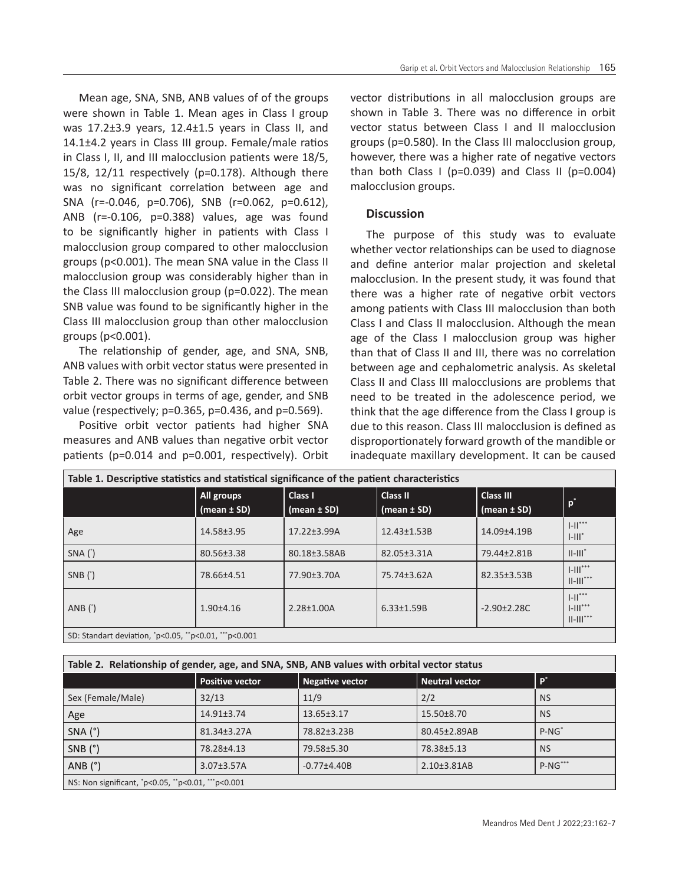Mean age, SNA, SNB, ANB values of of the groups were shown in Table 1. Mean ages in Class I group was 17.2±3.9 years, 12.4±1.5 years in Class II, and 14.1±4.2 years in Class III group. Female/male ratios in Class I, II, and III malocclusion patients were 18/5, 15/8, 12/11 respectively (p=0.178). Although there was no significant correlation between age and SNA (r=-0.046, p=0.706), SNB (r=0.062, p=0.612), ANB (r=-0.106, p=0.388) values, age was found to be significantly higher in patients with Class I malocclusion group compared to other malocclusion groups (p<0.001). The mean SNA value in the Class II malocclusion group was considerably higher than in the Class III malocclusion group (p=0.022). The mean SNB value was found to be significantly higher in the Class III malocclusion group than other malocclusion groups (p<0.001).

The relationship of gender, age, and SNA, SNB, ANB values with orbit vector status were presented in Table 2. There was no significant difference between orbit vector groups in terms of age, gender, and SNB value (respectively; p=0.365, p=0.436, and p=0.569).

Positive orbit vector patients had higher SNA measures and ANB values than negative orbit vector patients (p=0.014 and p=0.001, respectively). Orbit vector distributions in all malocclusion groups are shown in Table 3. There was no difference in orbit vector status between Class I and II malocclusion groups (p=0.580). In the Class III malocclusion group, however, there was a higher rate of negative vectors than both Class I (p=0.039) and Class II (p=0.004) malocclusion groups.

## Discussion

The purpose of this study was to evaluate whether vector relationships can be used to diagnose and define anterior malar projection and skeletal malocclusion. In the present study, it was found that there was a higher rate of negative orbit vectors among patients with Class III malocclusion than both Class I and Class II malocclusion. Although the mean age of the Class I malocclusion group was higher than that of Class II and III, there was no correlation between age and cephalometric analysis. As skeletal Class II and Class III malocclusions are problems that need to be treated in the adolescence period, we think that the age difference from the Class I group is due to this reason. Class III malocclusion is defined as disproportionately forward growth of the mandible or inadequate maxillary development. It can be caused

**Table 1. Descriptive statistics and statistical significance of the patient characteristics**

| | All groups (mean ± SD) | Class I (mean ± SD) | Class II (mean ± SD) | Class III (mean ± SD) | p* |
|---|---|---|---|---|---|
| Age | 14.58±3.95 | 17.22±3.99A | 12.43±1.53B | 14.09±4.19B | I-II***<br>I-III* |
| SNA (°) | 80.56±3.38 | 80.18±3.58AB | 82.05±3.31A | 79.44±2.81B | II-III* |
| SNB (°) | 78.66±4.51 | 77.90±3.70A | 75.74±3.62A | 82.35±3.53B | I-III***<br>II-III*** |
| ANB (°) | 1.90±4.16 | 2.28±1.00A | 6.33±1.59B | -2.90±2.28C | I-II***<br>I-III***<br>II-III*** |

SD: Standart deviation, *p<0.05, **p<0.01, ***p<0.001

**Table 2. Relationship of gender, age, and SNA, SNB, ANB values with orbital vector status**

| | Positive vector | Negative vector | Neutral vector | P* |
|---|---|---|---|---|
| Sex (Female/Male) | 32/13 | 11/9 | 2/2 | NS |
| Age | 14.91±3.74 | 13.65±3.17 | 15.50±8.70 | NS |
| SNA (°) | 81.34±3.27A | 78.82±3.23B | 80.45±2.89AB | P-NG* |
| SNB (°) | 78.28±4.13 | 79.58±5.30 | 78.38±5.13 | NS |
| ANB (°) | 3.07±3.57A | -0.77±4.40B | 2.10±3.81AB | P-NG*** |

NS: Non significant, *p<0.05, **p<0.01, ***p<0.001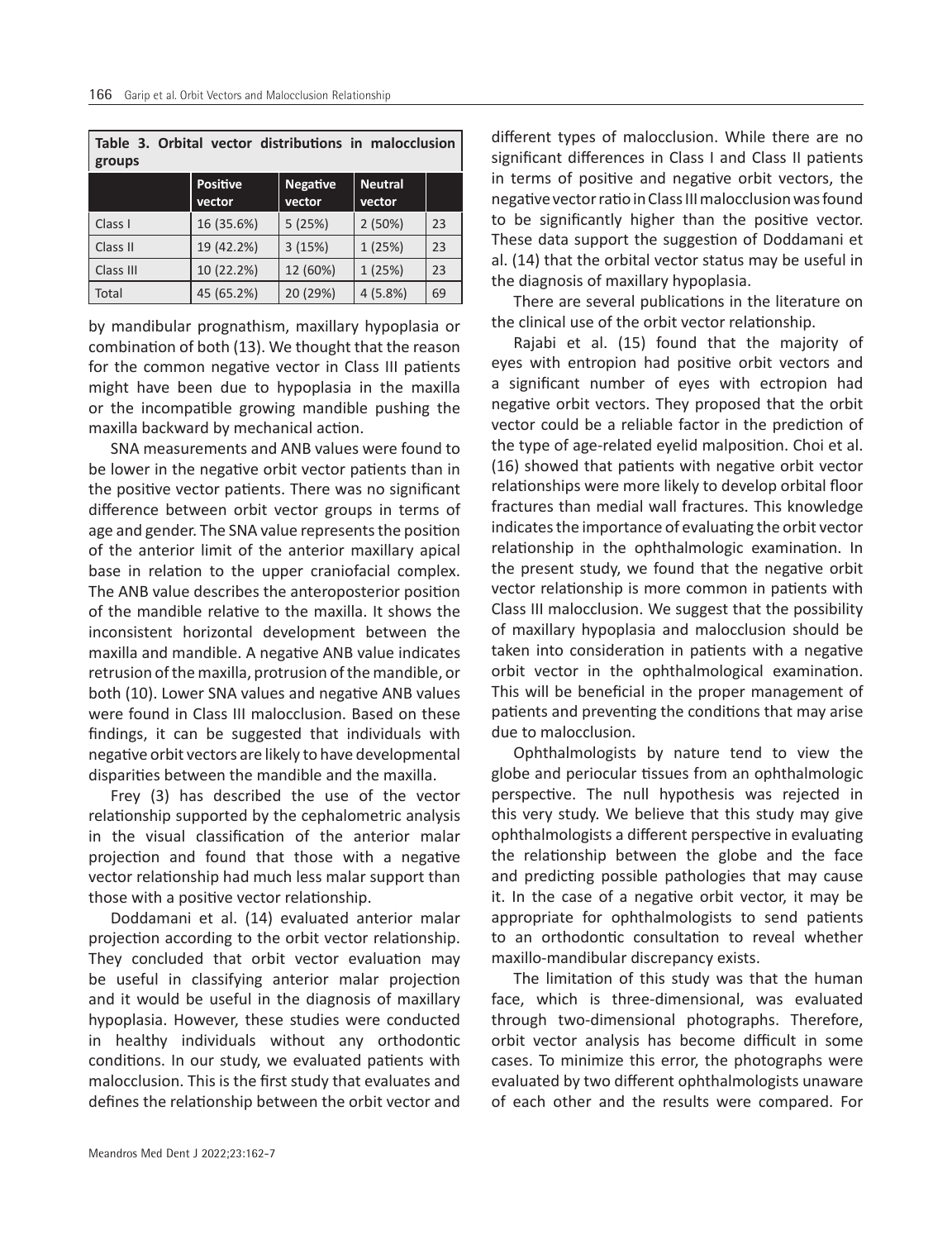**Table 3. Orbital vector distributions in malocclusion groups**

| | Positive vector | Negative vector | Neutral vector | |
|---|---|---|---|---|
| Class I | 16 (35.6%) | 5 (25%) | 2 (50%) | 23 |
| Class II | 19 (42.2%) | 3 (15%) | 1 (25%) | 23 |
| Class III | 10 (22.2%) | 12 (60%) | 1 (25%) | 23 |
| Total | 45 (65.2%) | 20 (29%) | 4 (5.8%) | 69 |

by mandibular prognathism, maxillary hypoplasia or combination of both (13). We thought that the reason for the common negative vector in Class III patients might have been due to hypoplasia in the maxilla or the incompatible growing mandible pushing the maxilla backward by mechanical action.

SNA measurements and ANB values were found to be lower in the negative orbit vector patients than in the positive vector patients. There was no significant difference between orbit vector groups in terms of age and gender. The SNA value represents the position of the anterior limit of the anterior maxillary apical base in relation to the upper craniofacial complex. The ANB value describes the anteroposterior position of the mandible relative to the maxilla. It shows the inconsistent horizontal development between the maxilla and mandible. A negative ANB value indicates retrusion of the maxilla, protrusion of the mandible, or both (10). Lower SNA values and negative ANB values were found in Class III malocclusion. Based on these findings, it can be suggested that individuals with negative orbit vectors are likely to have developmental disparities between the mandible and the maxilla.

Frey (3) has described the use of the vector relationship supported by the cephalometric analysis in the visual classification of the anterior malar projection and found that those with a negative vector relationship had much less malar support than those with a positive vector relationship.

Doddamani et al. (14) evaluated anterior malar projection according to the orbit vector relationship. They concluded that orbit vector evaluation may be useful in classifying anterior malar projection and it would be useful in the diagnosis of maxillary hypoplasia. However, these studies were conducted in healthy individuals without any orthodontic conditions. In our study, we evaluated patients with malocclusion. This is the first study that evaluates and defines the relationship between the orbit vector and different types of malocclusion. While there are no significant differences in Class I and Class II patients in terms of positive and negative orbit vectors, the negative vector ratio in Class III malocclusion was found to be significantly higher than the positive vector. These data support the suggestion of Doddamani et al. (14) that the orbital vector status may be useful in the diagnosis of maxillary hypoplasia.

There are several publications in the literature on the clinical use of the orbit vector relationship.

Rajabi et al. (15) found that the majority of eyes with entropion had positive orbit vectors and a significant number of eyes with ectropion had negative orbit vectors. They proposed that the orbit vector could be a reliable factor in the prediction of the type of age-related eyelid malposition. Choi et al. (16) showed that patients with negative orbit vector relationships were more likely to develop orbital floor fractures than medial wall fractures. This knowledge indicates the importance of evaluating the orbit vector relationship in the ophthalmologic examination. In the present study, we found that the negative orbit vector relationship is more common in patients with Class III malocclusion. We suggest that the possibility of maxillary hypoplasia and malocclusion should be taken into consideration in patients with a negative orbit vector in the ophthalmological examination. This will be beneficial in the proper management of patients and preventing the conditions that may arise due to malocclusion.

Ophthalmologists by nature tend to view the globe and periocular tissues from an ophthalmologic perspective. The null hypothesis was rejected in this very study. We believe that this study may give ophthalmologists a different perspective in evaluating the relationship between the globe and the face and predicting possible pathologies that may cause it. In the case of a negative orbit vector, it may be appropriate for ophthalmologists to send patients to an orthodontic consultation to reveal whether maxillo-mandibular discrepancy exists.

The limitation of this study was that the human face, which is three-dimensional, was evaluated through two-dimensional photographs. Therefore, orbit vector analysis has become difficult in some cases. To minimize this error, the photographs were evaluated by two different ophthalmologists unaware of each other and the results were compared. For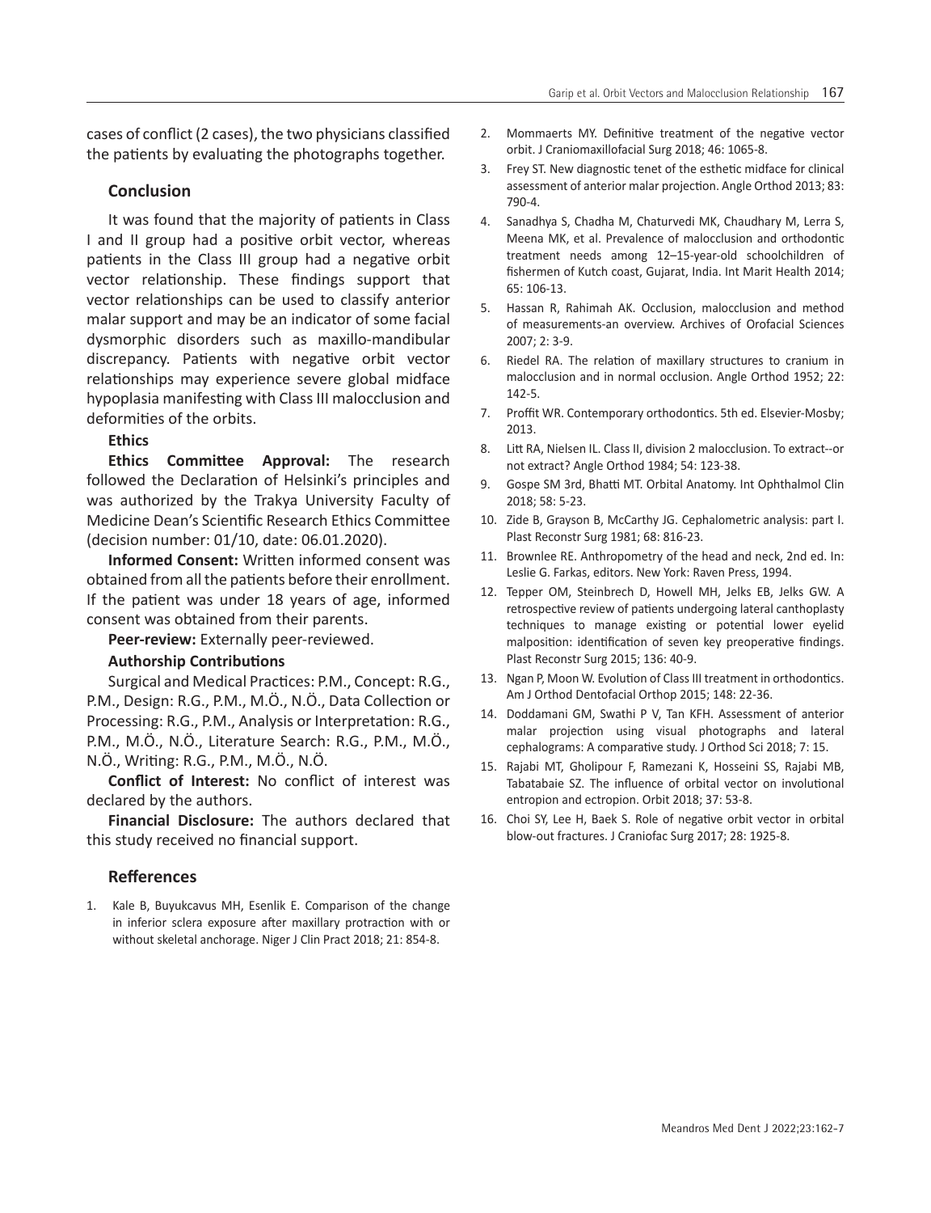cases of conflict (2 cases), the two physicians classified the patients by evaluating the photographs together.

## Conclusion

It was found that the majority of patients in Class I and II group had a positive orbit vector, whereas patients in the Class III group had a negative orbit vector relationship. These findings support that vector relationships can be used to classify anterior malar support and may be an indicator of some facial dysmorphic disorders such as maxillo-mandibular discrepancy. Patients with negative orbit vector relationships may experience severe global midface hypoplasia manifesting with Class III malocclusion and deformities of the orbits.

**Ethics**

**Ethics Committee Approval:** The research followed the Declaration of Helsinki's principles and was authorized by the Trakya University Faculty of Medicine Dean's Scientific Research Ethics Committee (decision number: 01/10, date: 06.01.2020).

**Informed Consent:** Written informed consent was obtained from all the patients before their enrollment. If the patient was under 18 years of age, informed consent was obtained from their parents.

**Peer-review:** Externally peer-reviewed.

**Authorship Contributions**

Surgical and Medical Practices: P.M., Concept: R.G., P.M., Design: R.G., P.M., M.Ö., N.Ö., Data Collection or Processing: R.G., P.M., Analysis or Interpretation: R.G., P.M., M.Ö., N.Ö., Literature Search: R.G., P.M., M.Ö., N.Ö., Writing: R.G., P.M., M.Ö., N.Ö.

**Conflict of Interest:** No conflict of interest was declared by the authors.

**Financial Disclosure:** The authors declared that this study received no financial support.

## Refferences

1. Kale B, Buyukcavus MH, Esenlik E. Comparison of the change in inferior sclera exposure after maxillary protraction with or without skeletal anchorage. Niger J Clin Pract 2018; 21: 854-8.
2. Mommaerts MY. Definitive treatment of the negative vector orbit. J Craniomaxillofacial Surg 2018; 46: 1065-8.
3. Frey ST. New diagnostic tenet of the esthetic midface for clinical assessment of anterior malar projection. Angle Orthod 2013; 83: 790-4.
4. Sanadhya S, Chadha M, Chaturvedi MK, Chaudhary M, Lerra S, Meena MK, et al. Prevalence of malocclusion and orthodontic treatment needs among 12–15-year-old schoolchildren of fishermen of Kutch coast, Gujarat, India. Int Marit Health 2014; 65: 106-13.
5. Hassan R, Rahimah AK. Occlusion, malocclusion and method of measurements-an overview. Archives of Orofacial Sciences 2007; 2: 3-9.
6. Riedel RA. The relation of maxillary structures to cranium in malocclusion and in normal occlusion. Angle Orthod 1952; 22: 142-5.
7. Proffit WR. Contemporary orthodontics. 5th ed. Elsevier-Mosby; 2013.
8. Litt RA, Nielsen IL. Class II, division 2 malocclusion. To extract--or not extract? Angle Orthod 1984; 54: 123-38.
9. Gospe SM 3rd, Bhatti MT. Orbital Anatomy. Int Ophthalmol Clin 2018; 58: 5-23.
10. Zide B, Grayson B, McCarthy JG. Cephalometric analysis: part I. Plast Reconstr Surg 1981; 68: 816-23.
11. Brownlee RE. Anthropometry of the head and neck, 2nd ed. In: Leslie G. Farkas, editors. New York: Raven Press, 1994.
12. Tepper OM, Steinbrech D, Howell MH, Jelks EB, Jelks GW. A retrospective review of patients undergoing lateral canthoplasty techniques to manage existing or potential lower eyelid malposition: identification of seven key preoperative findings. Plast Reconstr Surg 2015; 136: 40-9.
13. Ngan P, Moon W. Evolution of Class III treatment in orthodontics. Am J Orthod Dentofacial Orthop 2015; 148: 22-36.
14. Doddamani GM, Swathi P V, Tan KFH. Assessment of anterior malar projection using visual photographs and lateral cephalograms: A comparative study. J Orthod Sci 2018; 7: 15.
15. Rajabi MT, Gholipour F, Ramezani K, Hosseini SS, Rajabi MB, Tabatabaie SZ. The influence of orbital vector on involutional entropion and ectropion. Orbit 2018; 37: 53-8.
16. Choi SY, Lee H, Baek S. Role of negative orbit vector in orbital blow-out fractures. J Craniofac Surg 2017; 28: 1925-8.